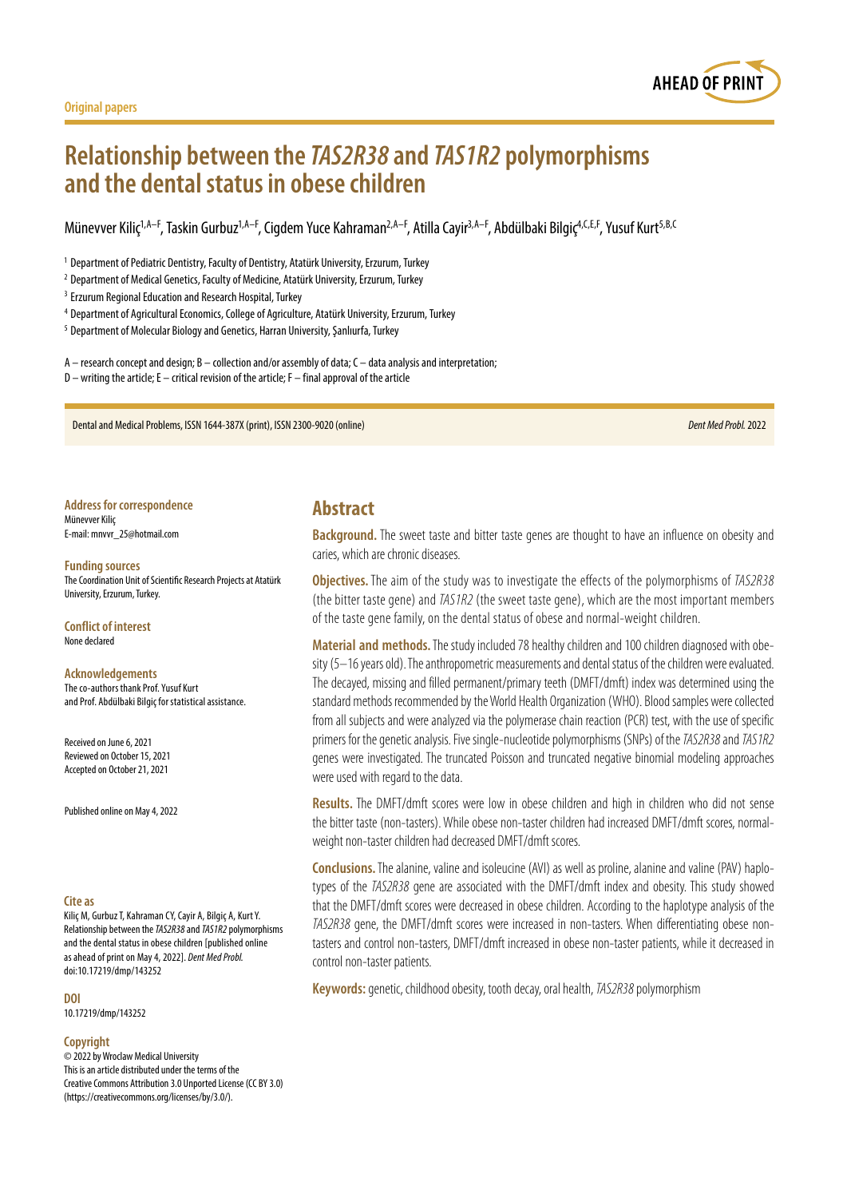Original papers

# Relationship between the *TAS2R38* and *TAS1R2* polymorphisms and the dental status in obese children

Münevver Kiliç[1,A–F], Taskin Gurbuz[1,A–F], Cigdem Yuce Kahraman[2,A–F], Atilla Cayir[3,A–F], Abdülbaki Bilgiç[4,C,E,F], Yusuf Kurt[5,B,C]

[1] Department of Pediatric Dentistry, Faculty of Dentistry, Atatürk University, Erzurum, Turkey
[2] Department of Medical Genetics, Faculty of Medicine, Atatürk University, Erzurum, Turkey
[3] Erzurum Regional Education and Research Hospital, Turkey
[4] Department of Agricultural Economics, College of Agriculture, Atatürk University, Erzurum, Turkey
[5] Department of Molecular Biology and Genetics, Harran University, Şanlıurfa, Turkey

A – research concept and design; B – collection and/or assembly of data; C – data analysis and interpretation;
D – writing the article; E – critical revision of the article; F – final approval of the article

Dental and Medical Problems, ISSN 1644-387X (print), ISSN 2300-9020 (online)

**Address for correspondence**
Münevver Kiliç
E-mail: mnvvr_25@hotmail.com

**Funding sources**
The Coordination Unit of Scientific Research Projects at Atatürk University, Erzurum, Turkey.

**Conflict of interest**
None declared

**Acknowledgements**
The co-authors thank Prof. Yusuf Kurt and Prof. Abdülbaki Bilgiç for statistical assistance.

Received on June 6, 2021
Reviewed on October 15, 2021
Accepted on October 21, 2021

Published online on May 4, 2022

**Cite as**
Kiliç M, Gurbuz T, Kahraman CY, Cayir A, Bilgiç A, Kurt Y. Relationship between the *TAS2R38* and *TAS1R2* polymorphisms and the dental status in obese children [published online as ahead of print on May 4, 2022]. *Dent Med Probl.* doi:10.17219/dmp/143252

**DOI**
10.17219/dmp/143252

**Copyright**
© 2022 by Wroclaw Medical University
This is an article distributed under the terms of the Creative Commons Attribution 3.0 Unported License (CC BY 3.0) (https://creativecommons.org/licenses/by/3.0/).

## Abstract

**Background.** The sweet taste and bitter taste genes are thought to have an influence on obesity and caries, which are chronic diseases.

**Objectives.** The aim of the study was to investigate the effects of the polymorphisms of *TAS2R38* (the bitter taste gene) and *TAS1R2* (the sweet taste gene), which are the most important members of the taste gene family, on the dental status of obese and normal-weight children.

**Material and methods.** The study included 78 healthy children and 100 children diagnosed with obesity (5–16 years old). The anthropometric measurements and dental status of the children were evaluated. The decayed, missing and filled permanent/primary teeth (DMFT/dmft) index was determined using the standard methods recommended by the World Health Organization (WHO). Blood samples were collected from all subjects and were analyzed via the polymerase chain reaction (PCR) test, with the use of specific primers for the genetic analysis. Five single-nucleotide polymorphisms (SNPs) of the *TAS2R38* and *TAS1R2* genes were investigated. The truncated Poisson and truncated negative binomial modeling approaches were used with regard to the data.

**Results.** The DMFT/dmft scores were low in obese children and high in children who did not sense the bitter taste (non-tasters). While obese non-taster children had increased DMFT/dmft scores, normal-weight non-taster children had decreased DMFT/dmft scores.

**Conclusions.** The alanine, valine and isoleucine (AVI) as well as proline, alanine and valine (PAV) haplotypes of the *TAS2R38* gene are associated with the DMFT/dmft index and obesity. This study showed that the DMFT/dmft scores were decreased in obese children. According to the haplotype analysis of the *TAS2R38* gene, the DMFT/dmft scores were increased in non-tasters. When differentiating obese non-tasters and control non-tasters, DMFT/dmft increased in obese non-taster patients, while it decreased in control non-taster patients.

**Keywords:** genetic, childhood obesity, tooth decay, oral health, *TAS2R38* polymorphism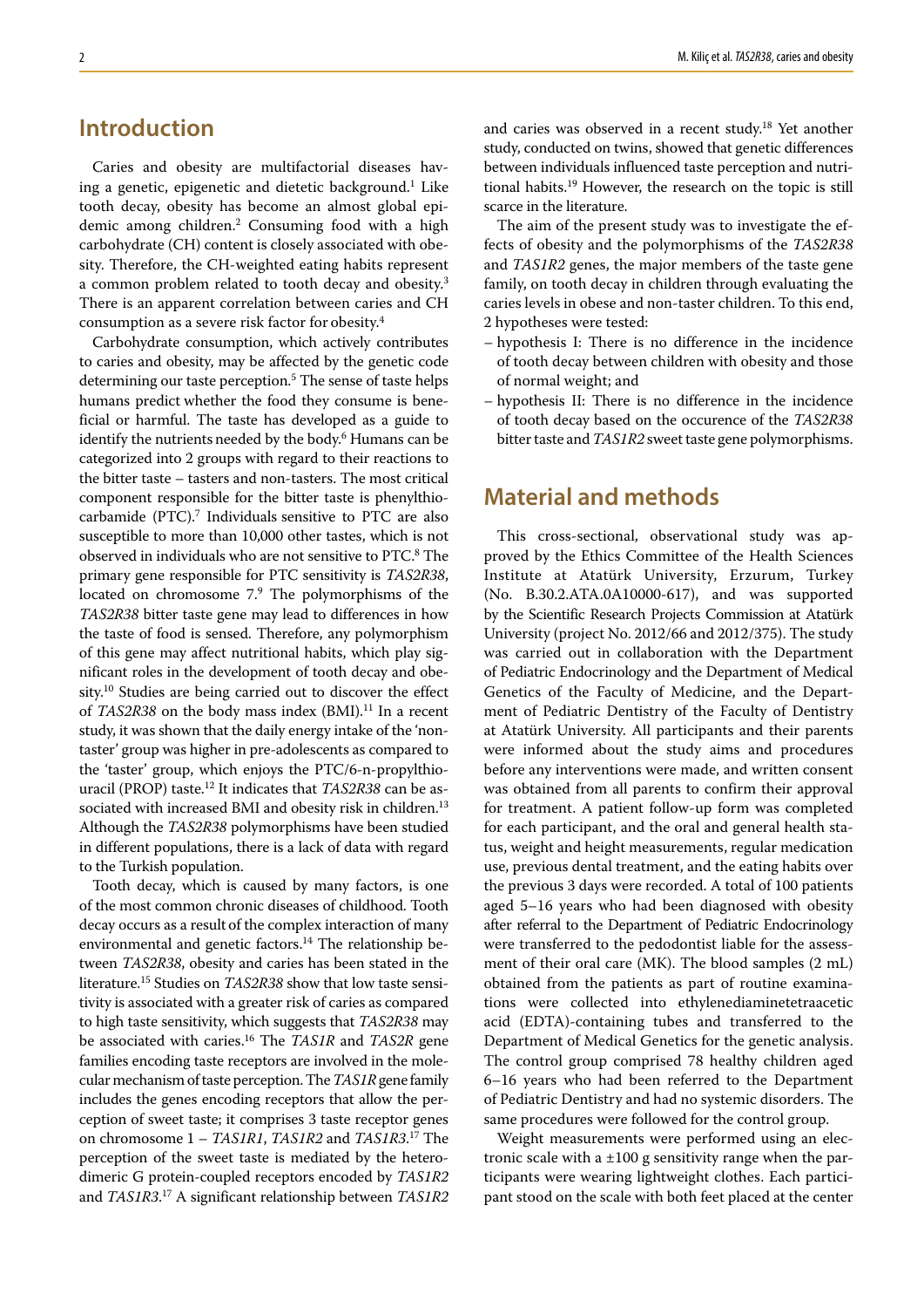## Introduction

Caries and obesity are multifactorial diseases having a genetic, epigenetic and dietetic background.[1] Like tooth decay, obesity has become an almost global epidemic among children.[2] Consuming food with a high carbohydrate (CH) content is closely associated with obesity. Therefore, the CH-weighted eating habits represent a common problem related to tooth decay and obesity.[3] There is an apparent correlation between caries and CH consumption as a severe risk factor for obesity.[4]

Carbohydrate consumption, which actively contributes to caries and obesity, may be affected by the genetic code determining our taste perception.[5] The sense of taste helps humans predict whether the food they consume is beneficial or harmful. The taste has developed as a guide to identify the nutrients needed by the body.[6] Humans can be categorized into 2 groups with regard to their reactions to the bitter taste – tasters and non-tasters. The most critical component responsible for the bitter taste is phenylthiocarbamide (PTC).[7] Individuals sensitive to PTC are also susceptible to more than 10,000 other tastes, which is not observed in individuals who are not sensitive to PTC.[8] The primary gene responsible for PTC sensitivity is *TAS2R38*, located on chromosome 7.[9] The polymorphisms of the *TAS2R38* bitter taste gene may lead to differences in how the taste of food is sensed. Therefore, any polymorphism of this gene may affect nutritional habits, which play significant roles in the development of tooth decay and obesity.[10] Studies are being carried out to discover the effect of *TAS2R38* on the body mass index (BMI).[11] In a recent study, it was shown that the daily energy intake of the 'non-taster' group was higher in pre-adolescents as compared to the 'taster' group, which enjoys the PTC/6-n-propylthiouracil (PROP) taste.[12] It indicates that *TAS2R38* can be associated with increased BMI and obesity risk in children.[13] Although the *TAS2R38* polymorphisms have been studied in different populations, there is a lack of data with regard to the Turkish population.

Tooth decay, which is caused by many factors, is one of the most common chronic diseases of childhood. Tooth decay occurs as a result of the complex interaction of many environmental and genetic factors.[14] The relationship between *TAS2R38*, obesity and caries has been stated in the literature.[15] Studies on *TAS2R38* show that low taste sensitivity is associated with a greater risk of caries as compared to high taste sensitivity, which suggests that *TAS2R38* may be associated with caries.[16] The *TAS1R* and *TAS2R* gene families encoding taste receptors are involved in the molecular mechanism of taste perception. The *TAS1R* gene family includes the genes encoding receptors that allow the perception of sweet taste; it comprises 3 taste receptor genes on chromosome 1 – *TAS1R1*, *TAS1R2* and *TAS1R3*.[17] The perception of the sweet taste is mediated by the heterodimeric G protein-coupled receptors encoded by *TAS1R2* and *TAS1R3*.[17] A significant relationship between *TAS1R2* and caries was observed in a recent study.[18] Yet another study, conducted on twins, showed that genetic differences between individuals influenced taste perception and nutritional habits.[19] However, the research on the topic is still scarce in the literature.

The aim of the present study was to investigate the effects of obesity and the polymorphisms of the *TAS2R38* and *TAS1R2* genes, the major members of the taste gene family, on tooth decay in children through evaluating the caries levels in obese and non-taster children. To this end, 2 hypotheses were tested:

- hypothesis I: There is no difference in the incidence of tooth decay between children with obesity and those of normal weight; and
- hypothesis II: There is no difference in the incidence of tooth decay based on the occurence of the *TAS2R38* bitter taste and *TAS1R2* sweet taste gene polymorphisms.

## Material and methods

This cross-sectional, observational study was approved by the Ethics Committee of the Health Sciences Institute at Atatürk University, Erzurum, Turkey (No. B.30.2.ATA.0A10000-617), and was supported by the Scientific Research Projects Commission at Atatürk University (project No. 2012/66 and 2012/375). The study was carried out in collaboration with the Department of Pediatric Endocrinology and the Department of Medical Genetics of the Faculty of Medicine, and the Department of Pediatric Dentistry of the Faculty of Dentistry at Atatürk University. All participants and their parents were informed about the study aims and procedures before any interventions were made, and written consent was obtained from all parents to confirm their approval for treatment. A patient follow-up form was completed for each participant, and the oral and general health status, weight and height measurements, regular medication use, previous dental treatment, and the eating habits over the previous 3 days were recorded. A total of 100 patients aged 5–16 years who had been diagnosed with obesity after referral to the Department of Pediatric Endocrinology were transferred to the pedodontist liable for the assessment of their oral care (MK). The blood samples (2 mL) obtained from the patients as part of routine examinations were collected into ethylenediaminetetraacetic acid (EDTA)-containing tubes and transferred to the Department of Medical Genetics for the genetic analysis. The control group comprised 78 healthy children aged 6–16 years who had been referred to the Department of Pediatric Dentistry and had no systemic disorders. The same procedures were followed for the control group.

Weight measurements were performed using an electronic scale with a ±100 g sensitivity range when the participants were wearing lightweight clothes. Each participant stood on the scale with both feet placed at the center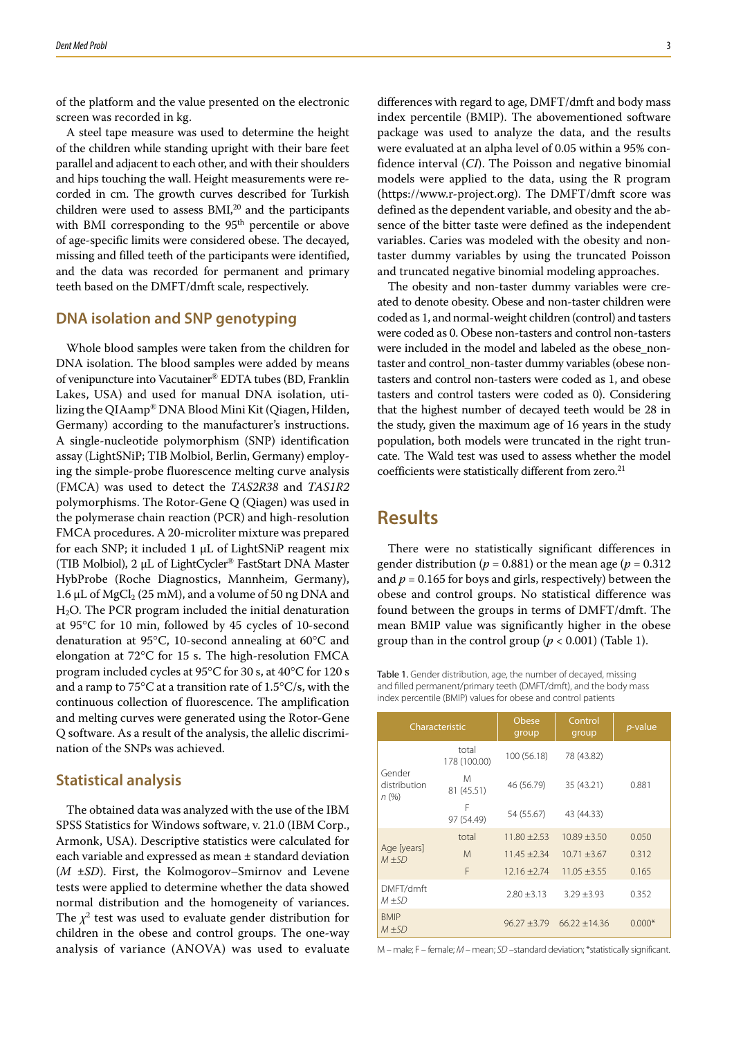of the platform and the value presented on the electronic screen was recorded in kg.

A steel tape measure was used to determine the height of the children while standing upright with their bare feet parallel and adjacent to each other, and with their shoulders and hips touching the wall. Height measurements were recorded in cm. The growth curves described for Turkish children were used to assess BMI,[20] and the participants with BMI corresponding to the 95th percentile or above of age-specific limits were considered obese. The decayed, missing and filled teeth of the participants were identified, and the data was recorded for permanent and primary teeth based on the DMFT/dmft scale, respectively.

## DNA isolation and SNP genotyping

Whole blood samples were taken from the children for DNA isolation. The blood samples were added by means of venipuncture into Vacutainer® EDTA tubes (BD, Franklin Lakes, USA) and used for manual DNA isolation, utilizing the QIAamp® DNA Blood Mini Kit (Qiagen, Hilden, Germany) according to the manufacturer's instructions. A single-nucleotide polymorphism (SNP) identification assay (LightSNiP; TIB Molbiol, Berlin, Germany) employing the simple-probe fluorescence melting curve analysis (FMCA) was used to detect the *TAS2R38* and *TAS1R2* polymorphisms. The Rotor-Gene Q (Qiagen) was used in the polymerase chain reaction (PCR) and high-resolution FMCA procedures. A 20-microliter mixture was prepared for each SNP; it included 1 μL of LightSNiP reagent mix (TIB Molbiol), 2 μL of LightCycler® FastStart DNA Master HybProbe (Roche Diagnostics, Mannheim, Germany), 1.6 μL of $MgCl_2$ (25 mM), and a volume of 50 ng DNA and $H_2O$. The PCR program included the initial denaturation at 95°C for 10 min, followed by 45 cycles of 10-second denaturation at 95°C, 10-second annealing at 60°C and elongation at 72°C for 15 s. The high-resolution FMCA program included cycles at 95°C for 30 s, at 40°C for 120 s and a ramp to 75°C at a transition rate of 1.5°C/s, with the continuous collection of fluorescence. The amplification and melting curves were generated using the Rotor-Gene Q software. As a result of the analysis, the allelic discrimination of the SNPs was achieved.

## Statistical analysis

The obtained data was analyzed with the use of the IBM SPSS Statistics for Windows software, v. 21.0 (IBM Corp., Armonk, USA). Descriptive statistics were calculated for each variable and expressed as mean ± standard deviation (*M* ±*SD*). First, the Kolmogorov–Smirnov and Levene tests were applied to determine whether the data showed normal distribution and the homogeneity of variances. The $\chi^2$ test was used to evaluate gender distribution for children in the obese and control groups. The one-way analysis of variance (ANOVA) was used to evaluate differences with regard to age, DMFT/dmft and body mass index percentile (BMIP). The abovementioned software package was used to analyze the data, and the results were evaluated at an alpha level of 0.05 within a 95% confidence interval (*CI*). The Poisson and negative binomial models were applied to the data, using the R program (https://www.r-project.org). The DMFT/dmft score was defined as the dependent variable, and obesity and the absence of the bitter taste were defined as the independent variables. Caries was modeled with the obesity and non-taster dummy variables by using the truncated Poisson and truncated negative binomial modeling approaches.

The obesity and non-taster dummy variables were created to denote obesity. Obese and non-taster children were coded as 1, and normal-weight children (control) and tasters were coded as 0. Obese non-tasters and control non-tasters were included in the model and labeled as the obese_non-taster and control_non-taster dummy variables (obese non-tasters and control non-tasters were coded as 1, and obese tasters and control tasters were coded as 0). Considering that the highest number of decayed teeth would be 28 in the study, given the maximum age of 16 years in the study population, both models were truncated in the right truncate. The Wald test was used to assess whether the model coefficients were statistically different from zero.[21]

# Results

There were no statistically significant differences in gender distribution ($p = 0.881$) or the mean age ($p = 0.312$ and $p = 0.165$ for boys and girls, respectively) between the obese and control groups. No statistical difference was found between the groups in terms of DMFT/dmft. The mean BMIP value was significantly higher in the obese group than in the control group ($p < 0.001$) (Table 1).

Table 1. Gender distribution, age, the number of decayed, missing and filled permanent/primary teeth (DMFT/dmft), and the body mass index percentile (BMIP) values for obese and control patients

| Characteristic | | Obese group | Control group | *p*-value |
|---|---|---|---|---|
| Gender distribution *n* (%) | total 178 (100.00) | 100 (56.18) | 78 (43.82) | |
| | M 81 (45.51) | 46 (56.79) | 35 (43.21) | 0.881 |
| | F 97 (54.49) | 54 (55.67) | 43 (44.33) | |
| Age [years] *M* ±*SD* | total | 11.80 ±2.53 | 10.89 ±3.50 | 0.050 |
| | M | 11.45 ±2.34 | 10.71 ±3.67 | 0.312 |
| | F | 12.16 ±2.74 | 11.05 ±3.55 | 0.165 |
| DMFT/dmft *M* ±*SD* | | 2.80 ±3.13 | 3.29 ±3.93 | 0.352 |
| BMIP *M* ±*SD* | | 96.27 ±3.79 | 66.22 ±14.36 | 0.000* |

M – male; F – female; *M* – mean; *SD* –standard deviation; *statistically significant.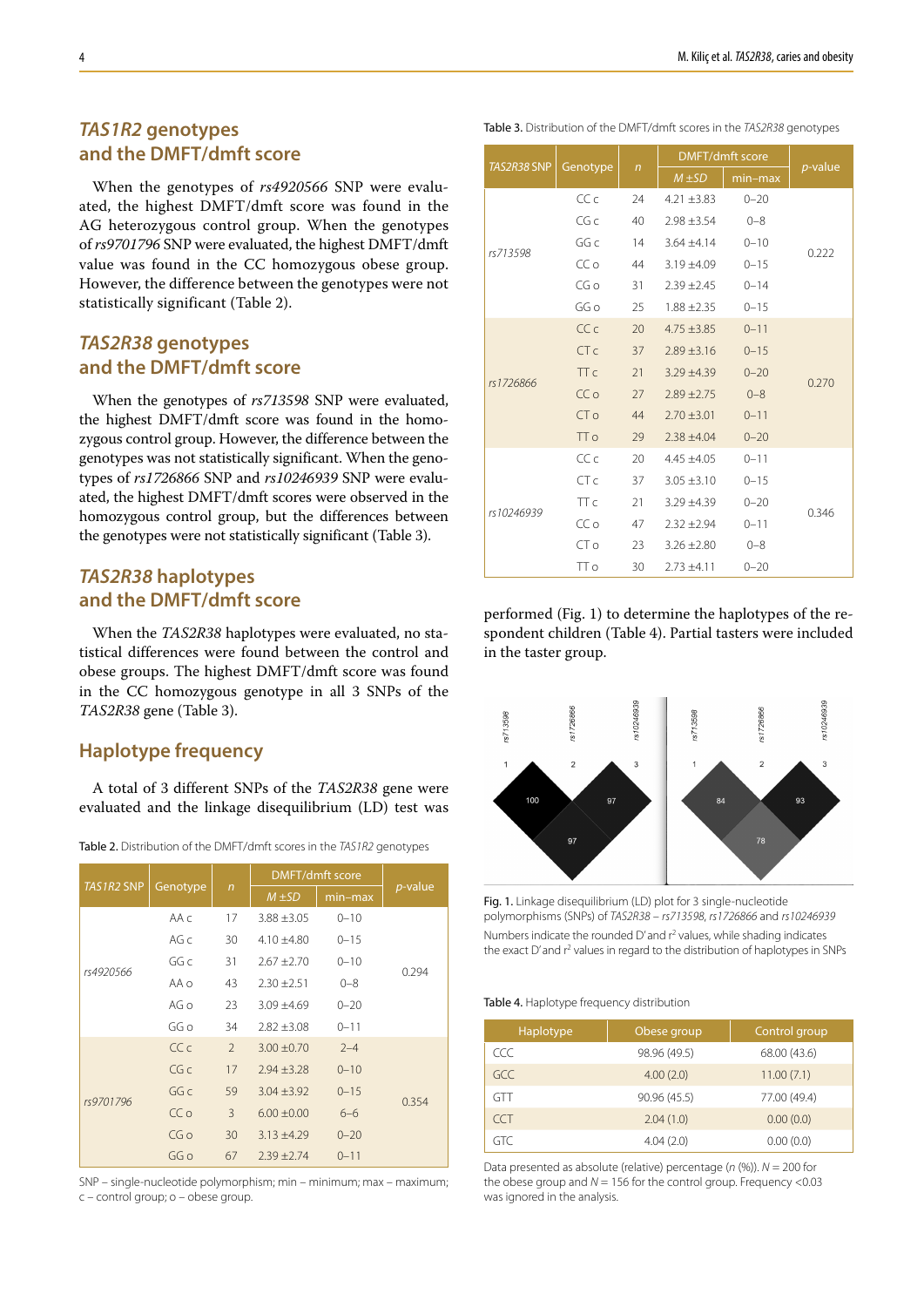## *TAS1R2* genotypes and the DMFT/dmft score

When the genotypes of *rs4920566* SNP were evaluated, the highest DMFT/dmft score was found in the AG heterozygous control group. When the genotypes of *rs9701796* SNP were evaluated, the highest DMFT/dmft value was found in the CC homozygous obese group. However, the difference between the genotypes were not statistically significant (Table 2).

## *TAS2R38* genotypes and the DMFT/dmft score

When the genotypes of *rs713598* SNP were evaluated, the highest DMFT/dmft score was found in the homozygous control group. However, the difference between the genotypes was not statistically significant. When the genotypes of *rs1726866* SNP and *rs10246939* SNP were evaluated, the highest DMFT/dmft scores were observed in the homozygous control group, but the differences between the genotypes were not statistically significant (Table 3).

## *TAS2R38* haplotypes and the DMFT/dmft score

When the *TAS2R38* haplotypes were evaluated, no statistical differences were found between the control and obese groups. The highest DMFT/dmft score was found in the CC homozygous genotype in all 3 SNPs of the *TAS2R38* gene (Table 3).

## Haplotype frequency

A total of 3 different SNPs of the *TAS2R38* gene were evaluated and the linkage disequilibrium (LD) test was performed (Fig. 1) to determine the haplotypes of the respondent children (Table 4). Partial tasters were included in the taster group.

Table 2. Distribution of the DMFT/dmft scores in the *TAS1R2* genotypes

| *TAS1R2* SNP | Genotype | *n* | DMFT/dmft score | | *p*-value |
|---|---|---|---|---|---|
| | | | *M* ±*SD* | min–max | |
| rs4920566 | AA c | 17 | 3.88 ±3.05 | 0–10 | 0.294 |
| | AG c | 30 | 4.10 ±4.80 | 0–15 | |
| | GG c | 31 | 2.67 ±2.70 | 0–10 | |
| | AA o | 43 | 2.30 ±2.51 | 0–8 | |
| | AG o | 23 | 3.09 ±4.69 | 0–20 | |
| | GG o | 34 | 2.82 ±3.08 | 0–11 | |
| rs9701796 | CC c | 2 | 3.00 ±0.70 | 2–4 | 0.354 |
| | CG c | 17 | 2.94 ±3.28 | 0–10 | |
| | GG c | 59 | 3.04 ±3.92 | 0–15 | |
| | CC o | 3 | 6.00 ±0.00 | 6–6 | |
| | CG o | 30 | 3.13 ±4.29 | 0–20 | |
| | GG o | 67 | 2.39 ±2.74 | 0–11 | |

SNP – single-nucleotide polymorphism; min – minimum; max – maximum; c – control group; o – obese group.

Table 3. Distribution of the DMFT/dmft scores in the *TAS2R38* genotypes

| *TAS2R38* SNP | Genotype | *n* | DMFT/dmft score | | *p*-value |
|---|---|---|---|---|---|
| | | | *M* ±*SD* | min–max | |
| rs713598 | CC c | 24 | 4.21 ±3.83 | 0–20 | 0.222 |
| | CG c | 40 | 2.98 ±3.54 | 0–8 | |
| | GG c | 14 | 3.64 ±4.14 | 0–10 | |
| | CC o | 44 | 3.19 ±4.09 | 0–15 | |
| | CG o | 31 | 2.39 ±2.45 | 0–14 | |
| | GG o | 25 | 1.88 ±2.35 | 0–15 | |
| rs1726866 | CC c | 20 | 4.75 ±3.85 | 0–11 | 0.270 |
| | CT c | 37 | 2.89 ±3.16 | 0–15 | |
| | TT c | 21 | 3.29 ±4.39 | 0–20 | |
| | CC o | 27 | 2.89 ±2.75 | 0–8 | |
| | CT o | 44 | 2.70 ±3.01 | 0–11 | |
| | TT o | 29 | 2.38 ±4.04 | 0–20 | |
| rs10246939 | CC c | 20 | 4.45 ±4.05 | 0–11 | 0.346 |
| | CT c | 37 | 3.05 ±3.10 | 0–15 | |
| | TT c | 21 | 3.29 ±4.39 | 0–20 | |
| | CC o | 47 | 2.32 ±2.94 | 0–11 | |
| | CT o | 23 | 3.26 ±2.80 | 0–8 | |
| | TT o | 30 | 2.73 ±4.11 | 0–20 | |

Fig. 1. Linkage disequilibrium (LD) plot for 3 single-nucleotide polymorphisms (SNPs) of *TAS2R38* – *rs713598*, *rs1726866* and *rs10246939*
Numbers indicate the rounded D' and $r^2$ values, while shading indicates the exact D' and $r^2$ values in regard to the distribution of haplotypes in SNPs

Table 4. Haplotype frequency distribution

| Haplotype | Obese group | Control group |
|---|---|---|
| CCC | 98.96 (49.5) | 68.00 (43.6) |
| GCC | 4.00 (2.0) | 11.00 (7.1) |
| GTT | 90.96 (45.5) | 77.00 (49.4) |
| CCT | 2.04 (1.0) | 0.00 (0.0) |
| GTC | 4.04 (2.0) | 0.00 (0.0) |

Data presented as absolute (relative) percentage (*n* (%)). $N = 200$ for the obese group and $N = 156$ for the control group. Frequency <0.03 was ignored in the analysis.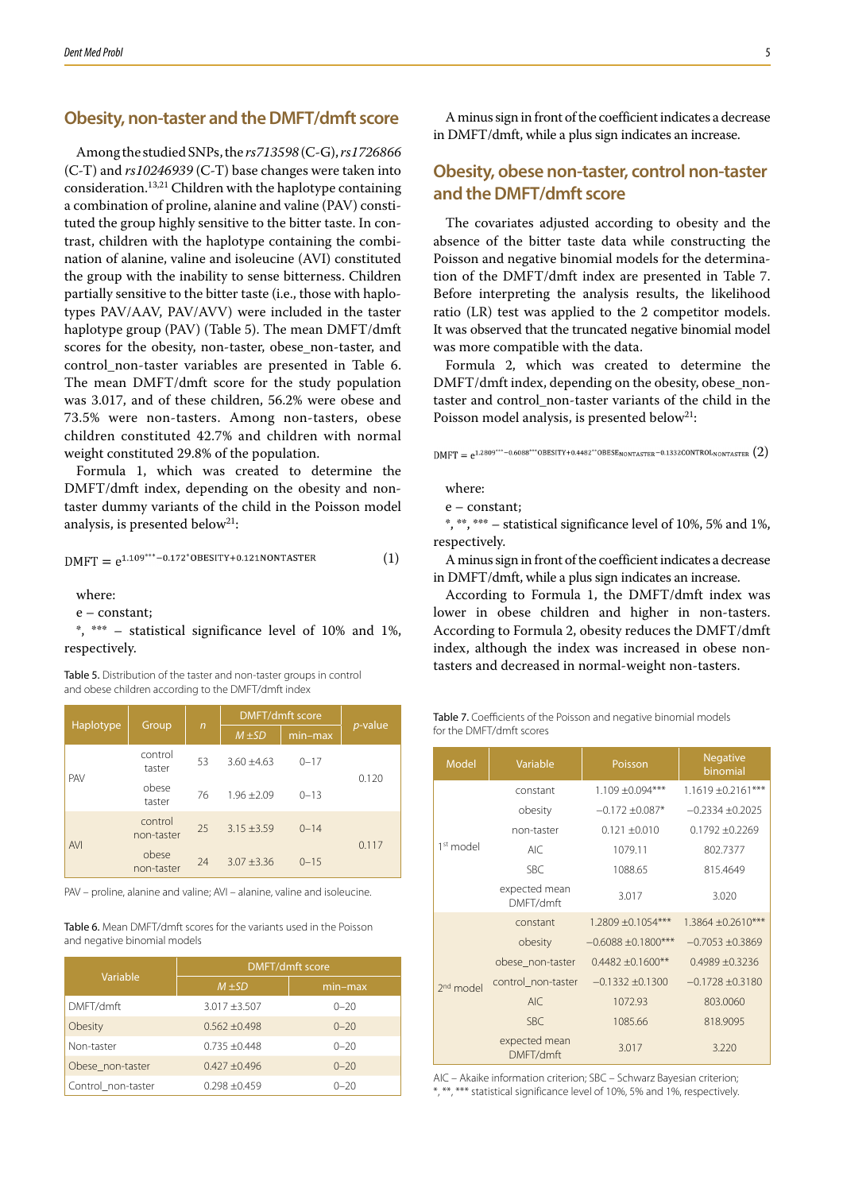## Obesity, non-taster and the DMFT/dmft score

Among the studied SNPs, the *rs713598* (C-G), *rs1726866* (C-T) and *rs10246939* (C-T) base changes were taken into consideration.[13,21] Children with the haplotype containing a combination of proline, alanine and valine (PAV) constituted the group highly sensitive to the bitter taste. In contrast, children with the haplotype containing the combination of alanine, valine and isoleucine (AVI) constituted the group with the inability to sense bitterness. Children partially sensitive to the bitter taste (i.e., those with haplotypes PAV/AAV, PAV/AVV) were included in the taster haplotype group (PAV) (Table 5). The mean DMFT/dmft scores for the obesity, non-taster, obese_non-taster, and control_non-taster variables are presented in Table 6. The mean DMFT/dmft score for the study population was 3.017, and of these children, 56.2% were obese and 73.5% were non-tasters. Among non-tasters, obese children constituted 42.7% and children with normal weight constituted 29.8% of the population.

Formula 1, which was created to determine the DMFT/dmft index, depending on the obesity and non-taster dummy variants of the child in the Poisson model analysis, is presented below[21]:

$$\text{DMFT} = e^{1.109^{***} - 0.172^{*}\text{OBESITY} + 0.121\text{NONTASTER}} \quad (1)$$

where:

e – constant;

*, *** – statistical significance level of 10% and 1%, respectively.

Table 5. Distribution of the taster and non-taster groups in control and obese children according to the DMFT/dmft index

| Haplotype | Group | n | DMFT/dmft score | | p-value |
|---|---|---|---|---|---|
| | | | M ±SD | min–max | |
| PAV | control taster | 53 | 3.60 ±4.63 | 0–17 | 0.120 |
| | obese taster | 76 | 1.96 ±2.09 | 0–13 | |
| AVI | control non-taster | 25 | 3.15 ±3.59 | 0–14 | 0.117 |
| | obese non-taster | 24 | 3.07 ±3.36 | 0–15 | |

PAV – proline, alanine and valine; AVI – alanine, valine and isoleucine.

Table 6. Mean DMFT/dmft scores for the variants used in the Poisson and negative binomial models

| Variable | DMFT/dmft score | |
|---|---|---|
| | M ±SD | min–max |
| DMFT/dmft | 3.017 ±3.507 | 0–20 |
| Obesity | 0.562 ±0.498 | 0–20 |
| Non-taster | 0.735 ±0.448 | 0–20 |
| Obese_non-taster | 0.427 ±0.496 | 0–20 |
| Control_non-taster | 0.298 ±0.459 | 0–20 |

A minus sign in front of the coefficient indicates a decrease in DMFT/dmft, while a plus sign indicates an increase.

## Obesity, obese non-taster, control non-taster and the DMFT/dmft score

The covariates adjusted according to obesity and the absence of the bitter taste data while constructing the Poisson and negative binomial models for the determination of the DMFT/dmft index are presented in Table 7. Before interpreting the analysis results, the likelihood ratio (LR) test was applied to the 2 competitor models. It was observed that the truncated negative binomial model was more compatible with the data.

Formula 2, which was created to determine the DMFT/dmft index, depending on the obesity, obese_non-taster and control_non-taster variants of the child in the Poisson model analysis, is presented below[21]:

$$\text{DMFT} = e^{1.2809^{***} - 0.6088^{***}\text{OBESITY} + 0.4482^{**}\text{OBESE}_{\text{NONTASTER}} - 0.1332\text{CONTROL}_{\text{NONTASTER}}} \quad (2)$$

where:

e – constant;

*, **, *** – statistical significance level of 10%, 5% and 1%, respectively.

A minus sign in front of the coefficient indicates a decrease in DMFT/dmft, while a plus sign indicates an increase.

According to Formula 1, the DMFT/dmft index was lower in obese children and higher in non-tasters. According to Formula 2, obesity reduces the DMFT/dmft index, although the index was increased in obese non-tasters and decreased in normal-weight non-tasters.

Table 7. Coefficients of the Poisson and negative binomial models for the DMFT/dmft scores

| Model | Variable | Poisson | Negative binomial |
|---|---|---|---|
| 1st model | constant | 1.109 ±0.094*** | 1.1619 ±0.2161*** |
| | obesity | −0.172 ±0.087* | −0.2334 ±0.2025 |
| | non-taster | 0.121 ±0.010 | 0.1792 ±0.2269 |
| | AIC | 1079.11 | 802.7377 |
| | SBC | 1088.65 | 815.4649 |
| | expected mean DMFT/dmft | 3.017 | 3.020 |
| 2nd model | constant | 1.2809 ±0.1054*** | 1.3864 ±0.2610*** |
| | obesity | −0.6088 ±0.1800*** | −0.7053 ±0.3869 |
| | obese_non-taster | 0.4482 ±0.1600** | 0.4989 ±0.3236 |
| | control_non-taster | −0.1332 ±0.1300 | −0.1728 ±0.3180 |
| | AIC | 1072.93 | 803.0060 |
| | SBC | 1085.66 | 818.9095 |
| | expected mean DMFT/dmft | 3.017 | 3.220 |

AIC – Akaike information criterion; SBC – Schwarz Bayesian criterion; *, **, *** statistical significance level of 10%, 5% and 1%, respectively.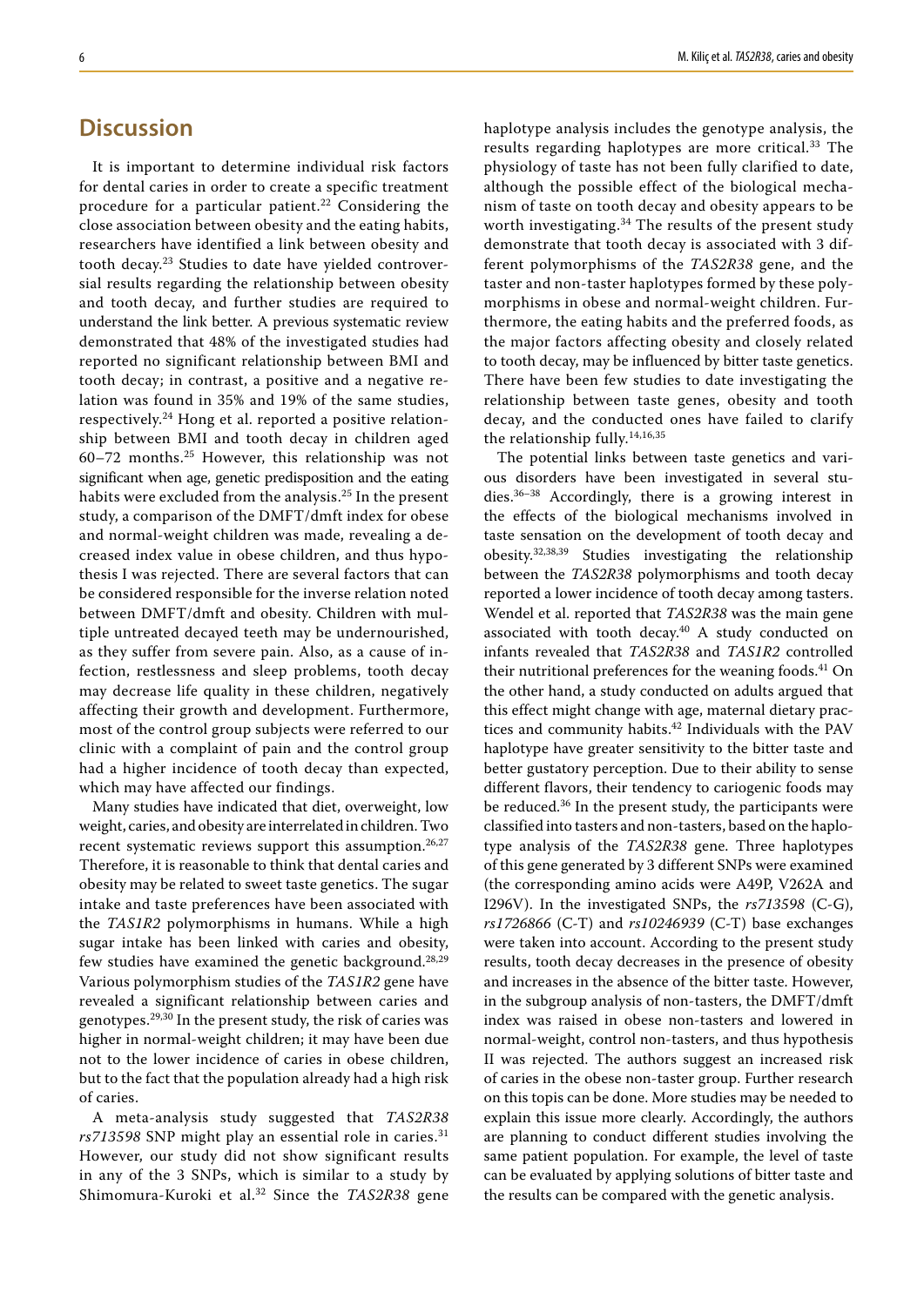## Discussion

It is important to determine individual risk factors for dental caries in order to create a specific treatment procedure for a particular patient.[22] Considering the close association between obesity and the eating habits, researchers have identified a link between obesity and tooth decay.[23] Studies to date have yielded controversial results regarding the relationship between obesity and tooth decay, and further studies are required to understand the link better. A previous systematic review demonstrated that 48% of the investigated studies had reported no significant relationship between BMI and tooth decay; in contrast, a positive and a negative relation was found in 35% and 19% of the same studies, respectively.[24] Hong et al. reported a positive relationship between BMI and tooth decay in children aged 60–72 months.[25] However, this relationship was not significant when age, genetic predisposition and the eating habits were excluded from the analysis.[25] In the present study, a comparison of the DMFT/dmft index for obese and normal-weight children was made, revealing a decreased index value in obese children, and thus hypothesis I was rejected. There are several factors that can be considered responsible for the inverse relation noted between DMFT/dmft and obesity. Children with multiple untreated decayed teeth may be undernourished, as they suffer from severe pain. Also, as a cause of infection, restlessness and sleep problems, tooth decay may decrease life quality in these children, negatively affecting their growth and development. Furthermore, most of the control group subjects were referred to our clinic with a complaint of pain and the control group had a higher incidence of tooth decay than expected, which may have affected our findings.

Many studies have indicated that diet, overweight, low weight, caries, and obesity are interrelated in children. Two recent systematic reviews support this assumption.[26,27] Therefore, it is reasonable to think that dental caries and obesity may be related to sweet taste genetics. The sugar intake and taste preferences have been associated with the *TAS1R2* polymorphisms in humans. While a high sugar intake has been linked with caries and obesity, few studies have examined the genetic background.[28,29] Various polymorphism studies of the *TAS1R2* gene have revealed a significant relationship between caries and genotypes.[29,30] In the present study, the risk of caries was higher in normal-weight children; it may have been due not to the lower incidence of caries in obese children, but to the fact that the population already had a high risk of caries.

A meta-analysis study suggested that *TAS2R38 rs713598* SNP might play an essential role in caries.[31] However, our study did not show significant results in any of the 3 SNPs, which is similar to a study by Shimomura-Kuroki et al.[32] Since the *TAS2R38* gene haplotype analysis includes the genotype analysis, the results regarding haplotypes are more critical.[33] The physiology of taste has not been fully clarified to date, although the possible effect of the biological mechanism of taste on tooth decay and obesity appears to be worth investigating.[34] The results of the present study demonstrate that tooth decay is associated with 3 different polymorphisms of the *TAS2R38* gene, and the taster and non-taster haplotypes formed by these polymorphisms in obese and normal-weight children. Furthermore, the eating habits and the preferred foods, as the major factors affecting obesity and closely related to tooth decay, may be influenced by bitter taste genetics. There have been few studies to date investigating the relationship between taste genes, obesity and tooth decay, and the conducted ones have failed to clarify the relationship fully.[14,16,35]

The potential links between taste genetics and various disorders have been investigated in several studies.[36–38] Accordingly, there is a growing interest in the effects of the biological mechanisms involved in taste sensation on the development of tooth decay and obesity.[32,38,39] Studies investigating the relationship between the *TAS2R38* polymorphisms and tooth decay reported a lower incidence of tooth decay among tasters. Wendel et al. reported that *TAS2R38* was the main gene associated with tooth decay.[40] A study conducted on infants revealed that *TAS2R38* and *TAS1R2* controlled their nutritional preferences for the weaning foods.[41] On the other hand, a study conducted on adults argued that this effect might change with age, maternal dietary practices and community habits.[42] Individuals with the PAV haplotype have greater sensitivity to the bitter taste and better gustatory perception. Due to their ability to sense different flavors, their tendency to cariogenic foods may be reduced.[36] In the present study, the participants were classified into tasters and non-tasters, based on the haplotype analysis of the *TAS2R38* gene. Three haplotypes of this gene generated by 3 different SNPs were examined (the corresponding amino acids were A49P, V262A and I296V). In the investigated SNPs, the *rs713598* (C-G), *rs1726866* (C-T) and *rs10246939* (C-T) base exchanges were taken into account. According to the present study results, tooth decay decreases in the presence of obesity and increases in the absence of the bitter taste. However, in the subgroup analysis of non-tasters, the DMFT/dmft index was raised in obese non-tasters and lowered in normal-weight, control non-tasters, and thus hypothesis II was rejected. The authors suggest an increased risk of caries in the obese non-taster group. Further research on this topis can be done. More studies may be needed to explain this issue more clearly. Accordingly, the authors are planning to conduct different studies involving the same patient population. For example, the level of taste can be evaluated by applying solutions of bitter taste and the results can be compared with the genetic analysis.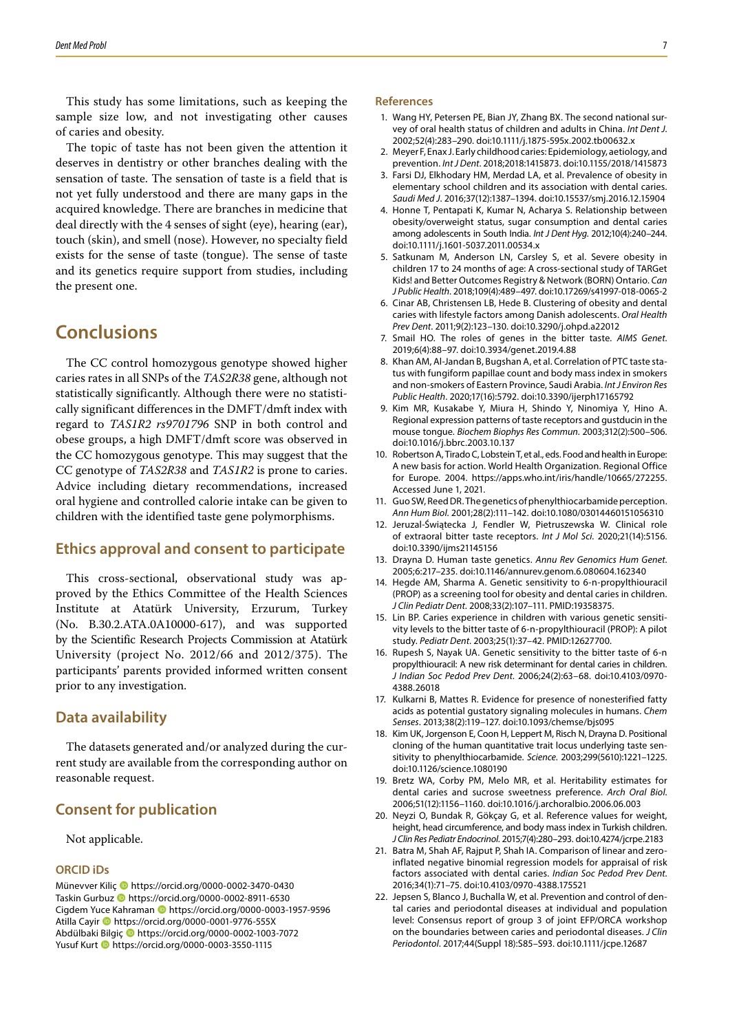This study has some limitations, such as keeping the sample size low, and not investigating other causes of caries and obesity.

The topic of taste has not been given the attention it deserves in dentistry or other branches dealing with the sensation of taste. The sensation of taste is a field that is not yet fully understood and there are many gaps in the acquired knowledge. There are branches in medicine that deal directly with the 4 senses of sight (eye), hearing (ear), touch (skin), and smell (nose). However, no specialty field exists for the sense of taste (tongue). The sense of taste and its genetics require support from studies, including the present one.

# Conclusions

The CC control homozygous genotype showed higher caries rates in all SNPs of the *TAS2R38* gene, although not statistically significantly. Although there were no statistically significant differences in the DMFT/dmft index with regard to *TAS1R2 rs9701796* SNP in both control and obese groups, a high DMFT/dmft score was observed in the CC homozygous genotype. This may suggest that the CC genotype of *TAS2R38* and *TAS1R2* is prone to caries. Advice including dietary recommendations, increased oral hygiene and controlled calorie intake can be given to children with the identified taste gene polymorphisms.

## Ethics approval and consent to participate

This cross-sectional, observational study was approved by the Ethics Committee of the Health Sciences Institute at Atatürk University, Erzurum, Turkey (No. B.30.2.ATA.0A10000-617), and was supported by the Scientific Research Projects Commission at Atatürk University (project No. 2012/66 and 2012/375). The participants' parents provided informed written consent prior to any investigation.

## Data availability

The datasets generated and/or analyzed during the current study are available from the corresponding author on reasonable request.

## Consent for publication

Not applicable.

### ORCID iDs

Münevver Kiliç https://orcid.org/0000-0002-3470-0430
Taskin Gurbuz https://orcid.org/0000-0002-8911-6530
Cigdem Yuce Kahraman https://orcid.org/0000-0003-1957-9596
Atilla Cayir https://orcid.org/0000-0001-9776-555X
Abdülbaki Bilgiç https://orcid.org/0000-0002-1003-7072
Yusuf Kurt https://orcid.org/0000-0003-3550-1115

### References

1. Wang HY, Petersen PE, Bian JY, Zhang BX. The second national survey of oral health status of children and adults in China. *Int Dent J*. 2002;52(4):283–290. doi:10.1111/j.1875-595x.2002.tb00632.x
2. Meyer F, Enax J. Early childhood caries: Epidemiology, aetiology, and prevention. *Int J Dent*. 2018;2018:1415873. doi:10.1155/2018/1415873
3. Farsi DJ, Elkhodary HM, Merdad LA, et al. Prevalence of obesity in elementary school children and its association with dental caries. *Saudi Med J*. 2016;37(12):1387–1394. doi:10.15537/smj.2016.12.15904
4. Honne T, Pentapati K, Kumar N, Acharya S. Relationship between obesity/overweight status, sugar consumption and dental caries among adolescents in South India. *Int J Dent Hyg*. 2012;10(4):240–244. doi:10.1111/j.1601-5037.2011.00534.x
5. Satkunam M, Anderson LN, Carsley S, et al. Severe obesity in children 17 to 24 months of age: A cross-sectional study of TARGet Kids! and Better Outcomes Registry & Network (BORN) Ontario. *Can J Public Health*. 2018;109(4):489–497. doi:10.17269/s41997-018-0065-2
6. Cinar AB, Christensen LB, Hede B. Clustering of obesity and dental caries with lifestyle factors among Danish adolescents. *Oral Health Prev Dent*. 2011;9(2):123–130. doi:10.3290/j.ohpd.a22012
7. Smail HO. The roles of genes in the bitter taste. *AIMS Genet*. 2019;6(4):88–97. doi:10.3934/genet.2019.4.88
8. Khan AM, Al-Jandan B, Bugshan A, et al. Correlation of PTC taste status with fungiform papillae count and body mass index in smokers and non-smokers of Eastern Province, Saudi Arabia. *Int J Environ Res Public Health*. 2020;17(16):5792. doi:10.3390/ijerph17165792
9. Kim MR, Kusakabe Y, Miura H, Shindo Y, Ninomiya Y, Hino A. Regional expression patterns of taste receptors and gustducin in the mouse tongue. *Biochem Biophys Res Commun*. 2003;312(2):500–506. doi:10.1016/j.bbrc.2003.10.137
10. Robertson A, Tirado C, Lobstein T, et al., eds. Food and health in Europe: A new basis for action. World Health Organization. Regional Office for Europe. 2004. https://apps.who.int/iris/handle/10665/272255. Accessed June 1, 2021.
11. Guo SW, Reed DR. The genetics of phenylthiocarbamide perception. *Ann Hum Biol*. 2001;28(2):111–142. doi:10.1080/03014460151056310
12. Jeruzal-Świątecka J, Fendler W, Pietruszewska W. Clinical role of extraoral bitter taste receptors. *Int J Mol Sci*. 2020;21(14):5156. doi:10.3390/ijms21145156
13. Drayna D. Human taste genetics. *Annu Rev Genomics Hum Genet*. 2005;6:217–235. doi:10.1146/annurev.genom.6.080604.162340
14. Hegde AM, Sharma A. Genetic sensitivity to 6-n-propylthiouracil (PROP) as a screening tool for obesity and dental caries in children. *J Clin Pediatr Dent*. 2008;33(2):107–111. PMID:19358375.
15. Lin BP. Caries experience in children with various genetic sensitivity levels to the bitter taste of 6-n-propylthiouracil (PROP): A pilot study. *Pediatr Dent*. 2003;25(1):37–42. PMID:12627700.
16. Rupesh S, Nayak UA. Genetic sensitivity to the bitter taste of 6-n propylthiouracil: A new risk determinant for dental caries in children. *J Indian Soc Pedod Prev Dent*. 2006;24(2):63–68. doi:10.4103/0970-4388.26018
17. Kulkarni B, Mattes R. Evidence for presence of nonesterified fatty acids as potential gustatory signaling molecules in humans. *Chem Senses*. 2013;38(2):119–127. doi:10.1093/chemse/bjs095
18. Kim UK, Jorgenson E, Coon H, Leppert M, Risch N, Drayna D. Positional cloning of the human quantitative trait locus underlying taste sensitivity to phenylthiocarbamide. *Science*. 2003;299(5610):1221–1225. doi:10.1126/science.1080190
19. Bretz WA, Corby PM, Melo MR, et al. Heritability estimates for dental caries and sucrose sweetness preference. *Arch Oral Biol*. 2006;51(12):1156–1160. doi:10.1016/j.archoralbio.2006.06.003
20. Neyzi O, Bundak R, Gökçay G, et al. Reference values for weight, height, head circumference, and body mass index in Turkish children. *J Clin Res Pediatr Endocrinol*. 2015;7(4):280–293. doi:10.4274/jcrpe.2183
21. Batra M, Shah AF, Rajput P, Shah IA. Comparison of linear and zero-inflated negative binomial regression models for appraisal of risk factors associated with dental caries. *Indian Soc Pedod Prev Dent*. 2016;34(1):71–75. doi:10.4103/0970-4388.175521
22. Jepsen S, Blanco J, Buchalla W, et al. Prevention and control of dental caries and periodontal diseases at individual and population level: Consensus report of group 3 of joint EFP/ORCA workshop on the boundaries between caries and periodontal diseases. *J Clin Periodontol*. 2017;44(Suppl 18):S85–S93. doi:10.1111/jcpe.12687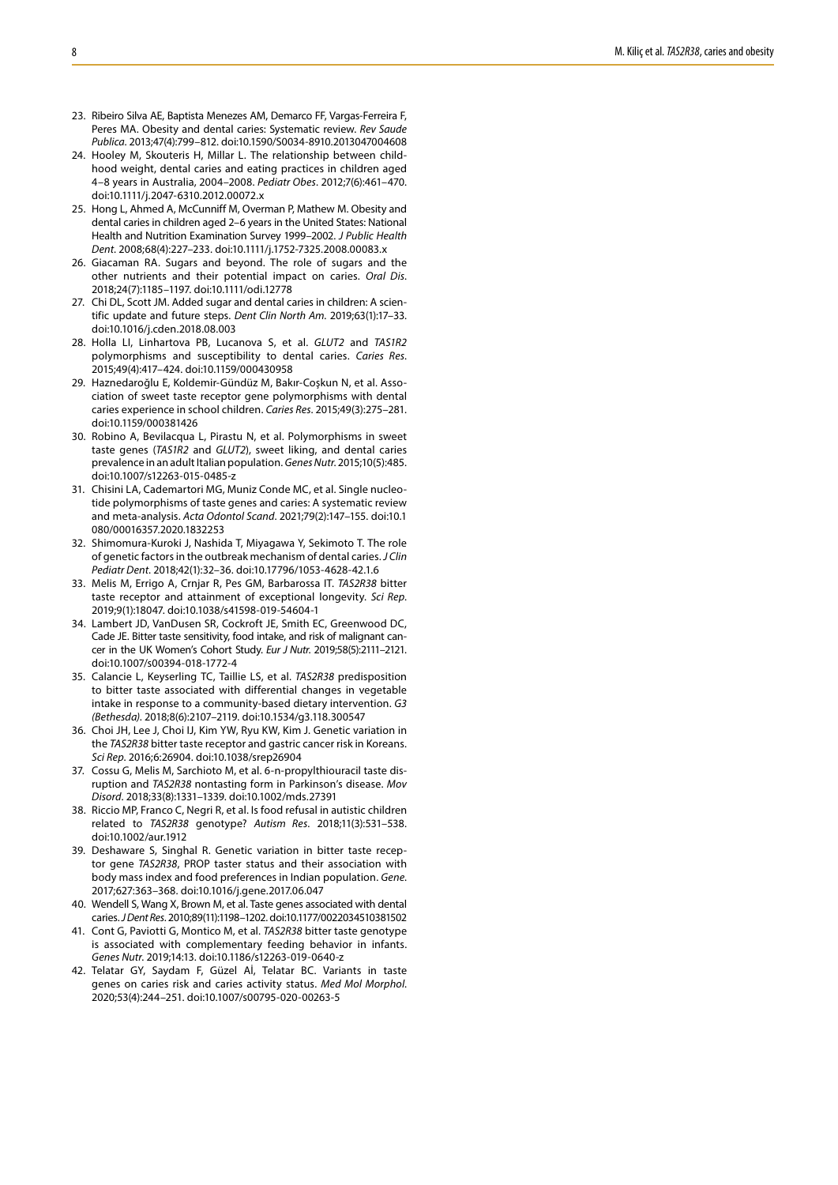23. Ribeiro Silva AE, Baptista Menezes AM, Demarco FF, Vargas-Ferreira F, Peres MA. Obesity and dental caries: Systematic review. *Rev Saude Publica*. 2013;47(4):799–812. doi:10.1590/S0034-8910.2013047004608
24. Hooley M, Skouteris H, Millar L. The relationship between childhood weight, dental caries and eating practices in children aged 4–8 years in Australia, 2004–2008. *Pediatr Obes*. 2012;7(6):461–470. doi:10.1111/j.2047-6310.2012.00072.x
25. Hong L, Ahmed A, McCunniff M, Overman P, Mathew M. Obesity and dental caries in children aged 2–6 years in the United States: National Health and Nutrition Examination Survey 1999–2002. *J Public Health Dent*. 2008;68(4):227–233. doi:10.1111/j.1752-7325.2008.00083.x
26. Giacaman RA. Sugars and beyond. The role of sugars and the other nutrients and their potential impact on caries. *Oral Dis*. 2018;24(7):1185–1197. doi:10.1111/odi.12778
27. Chi DL, Scott JM. Added sugar and dental caries in children: A scientific update and future steps. *Dent Clin North Am*. 2019;63(1):17–33. doi:10.1016/j.cden.2018.08.003
28. Holla LI, Linhartova PB, Lucanova S, et al. *GLUT2* and *TAS1R2* polymorphisms and susceptibility to dental caries. *Caries Res*. 2015;49(4):417–424. doi:10.1159/000430958
29. Haznedaroğlu E, Koldemir-Gündüz M, Bakır-Coşkun N, et al. Association of sweet taste receptor gene polymorphisms with dental caries experience in school children. *Caries Res*. 2015;49(3):275–281. doi:10.1159/000381426
30. Robino A, Bevilacqua L, Pirastu N, et al. Polymorphisms in sweet taste genes (*TAS1R2* and *GLUT2*), sweet liking, and dental caries prevalence in an adult Italian population. *Genes Nutr*. 2015;10(5):485. doi:10.1007/s12263-015-0485-z
31. Chisini LA, Cademartori MG, Muniz Conde MC, et al. Single nucleotide polymorphisms of taste genes and caries: A systematic review and meta-analysis. *Acta Odontol Scand*. 2021;79(2):147–155. doi:10.1080/00016357.2020.1832253
32. Shimomura-Kuroki J, Nashida T, Miyagawa Y, Sekimoto T. The role of genetic factors in the outbreak mechanism of dental caries. *J Clin Pediatr Dent*. 2018;42(1):32–36. doi:10.17796/1053-4628-42.1.6
33. Melis M, Errigo A, Crnjar R, Pes GM, Barbarossa IT. *TAS2R38* bitter taste receptor and attainment of exceptional longevity. *Sci Rep*. 2019;9(1):18047. doi:10.1038/s41598-019-54604-1
34. Lambert JD, VanDusen SR, Cockroft JE, Smith EC, Greenwood DC, Cade JE. Bitter taste sensitivity, food intake, and risk of malignant cancer in the UK Women's Cohort Study. *Eur J Nutr*. 2019;58(5):2111–2121. doi:10.1007/s00394-018-1772-4
35. Calancie L, Keyserling TC, Taillie LS, et al. *TAS2R38* predisposition to bitter taste associated with differential changes in vegetable intake in response to a community-based dietary intervention. *G3 (Bethesda)*. 2018;8(6):2107–2119. doi:10.1534/g3.118.300547
36. Choi JH, Lee J, Choi IJ, Kim YW, Ryu KW, Kim J. Genetic variation in the *TAS2R38* bitter taste receptor and gastric cancer risk in Koreans. *Sci Rep*. 2016;6:26904. doi:10.1038/srep26904
37. Cossu G, Melis M, Sarchioto M, et al. 6-n-propylthiouracil taste disruption and *TAS2R38* nontasting form in Parkinson's disease. *Mov Disord*. 2018;33(8):1331–1339. doi:10.1002/mds.27391
38. Riccio MP, Franco C, Negri R, et al. Is food refusal in autistic children related to *TAS2R38* genotype? *Autism Res*. 2018;11(3):531–538. doi:10.1002/aur.1912
39. Deshaware S, Singhal R. Genetic variation in bitter taste receptor gene *TAS2R38*, PROP taster status and their association with body mass index and food preferences in Indian population. *Gene*. 2017;627:363–368. doi:10.1016/j.gene.2017.06.047
40. Wendell S, Wang X, Brown M, et al. Taste genes associated with dental caries. *J Dent Res*. 2010;89(11):1198–1202. doi:10.1177/0022034510381502
41. Cont G, Paviotti G, Montico M, et al. *TAS2R38* bitter taste genotype is associated with complementary feeding behavior in infants. *Genes Nutr*. 2019;14:13. doi:10.1186/s12263-019-0640-z
42. Telatar GY, Saydam F, Güzel Aİ, Telatar BC. Variants in taste genes on caries risk and caries activity status. *Med Mol Morphol*. 2020;53(4):244–251. doi:10.1007/s00795-020-00263-5